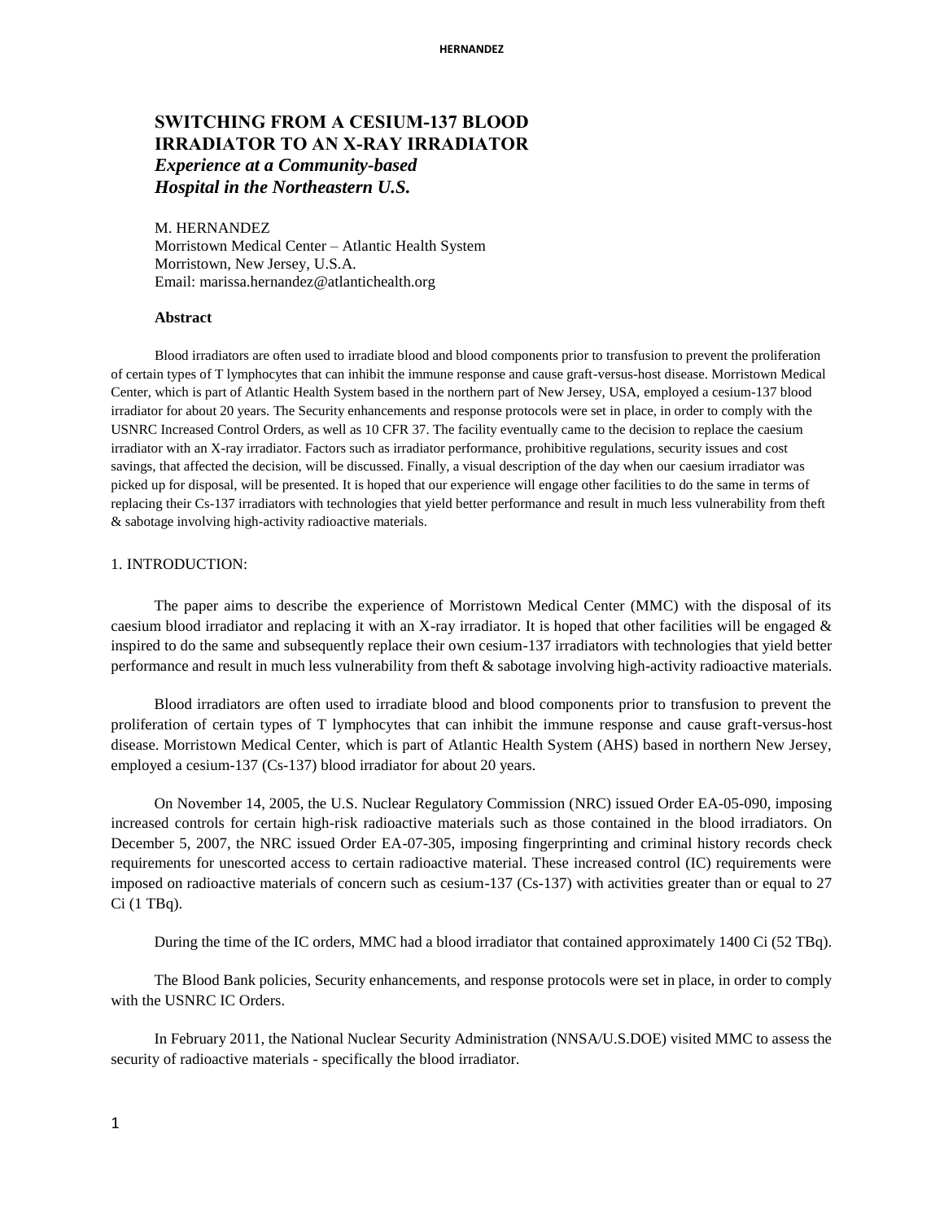# SWITCHING FROM A CESIUM-137 BLOOD IRRADIATOR TO AN X-RAY IRRADIATOR

## *Experience at a Community-based Hospital in the Northeastern U.S.*

M. HERNANDEZ
Morristown Medical Center – Atlantic Health System
Morristown, New Jersey, U.S.A.
Email: marissa.hernandez@atlantichealth.org

**Abstract**

Blood irradiators are often used to irradiate blood and blood components prior to transfusion to prevent the proliferation of certain types of T lymphocytes that can inhibit the immune response and cause graft-versus-host disease. Morristown Medical Center, which is part of Atlantic Health System based in the northern part of New Jersey, USA, employed a cesium-137 blood irradiator for about 20 years. The Security enhancements and response protocols were set in place, in order to comply with the USNRC Increased Control Orders, as well as 10 CFR 37. The facility eventually came to the decision to replace the caesium irradiator with an X-ray irradiator. Factors such as irradiator performance, prohibitive regulations, security issues and cost savings, that affected the decision, will be discussed. Finally, a visual description of the day when our caesium irradiator was picked up for disposal, will be presented. It is hoped that our experience will engage other facilities to do the same in terms of replacing their Cs-137 irradiators with technologies that yield better performance and result in much less vulnerability from theft & sabotage involving high-activity radioactive materials.

## 1. INTRODUCTION:

The paper aims to describe the experience of Morristown Medical Center (MMC) with the disposal of its caesium blood irradiator and replacing it with an X-ray irradiator. It is hoped that other facilities will be engaged & inspired to do the same and subsequently replace their own cesium-137 irradiators with technologies that yield better performance and result in much less vulnerability from theft & sabotage involving high-activity radioactive materials.

Blood irradiators are often used to irradiate blood and blood components prior to transfusion to prevent the proliferation of certain types of T lymphocytes that can inhibit the immune response and cause graft-versus-host disease. Morristown Medical Center, which is part of Atlantic Health System (AHS) based in northern New Jersey, employed a cesium-137 (Cs-137) blood irradiator for about 20 years.

On November 14, 2005, the U.S. Nuclear Regulatory Commission (NRC) issued Order EA-05-090, imposing increased controls for certain high-risk radioactive materials such as those contained in the blood irradiators. On December 5, 2007, the NRC issued Order EA-07-305, imposing fingerprinting and criminal history records check requirements for unescorted access to certain radioactive material. These increased control (IC) requirements were imposed on radioactive materials of concern such as cesium-137 (Cs-137) with activities greater than or equal to 27 Ci (1 TBq).

During the time of the IC orders, MMC had a blood irradiator that contained approximately 1400 Ci (52 TBq).

The Blood Bank policies, Security enhancements, and response protocols were set in place, in order to comply with the USNRC IC Orders.

In February 2011, the National Nuclear Security Administration (NNSA/U.S.DOE) visited MMC to assess the security of radioactive materials - specifically the blood irradiator.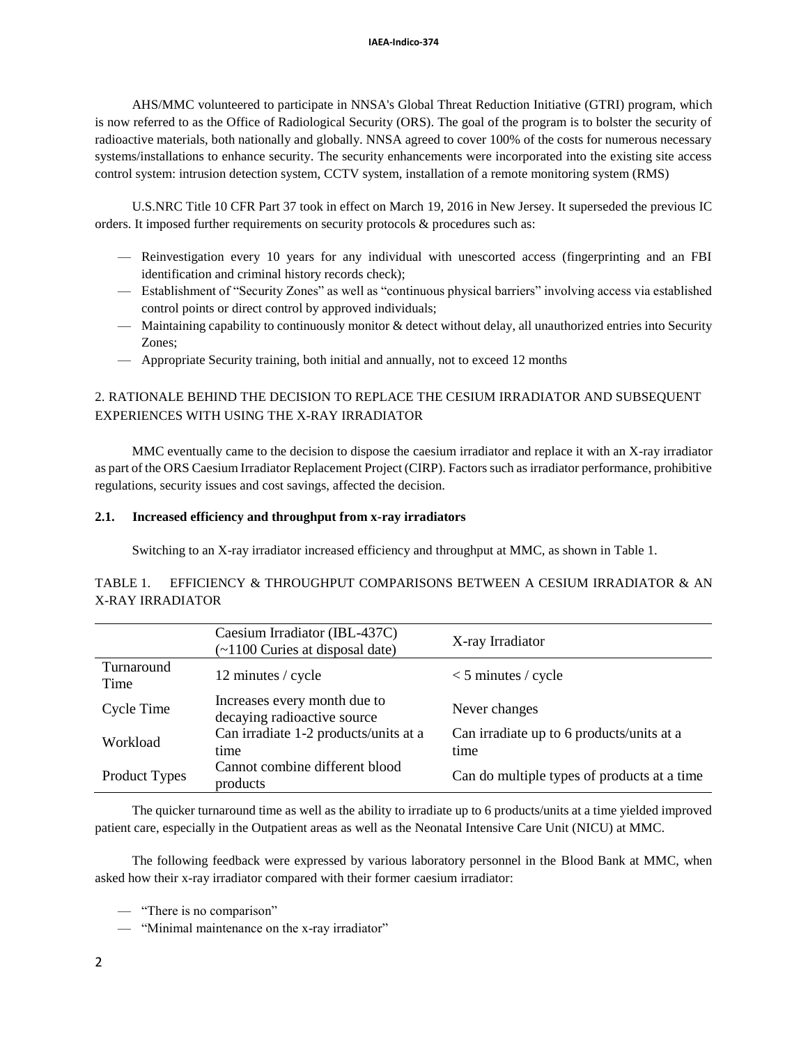AHS/MMC volunteered to participate in NNSA's Global Threat Reduction Initiative (GTRI) program, which is now referred to as the Office of Radiological Security (ORS). The goal of the program is to bolster the security of radioactive materials, both nationally and globally. NNSA agreed to cover 100% of the costs for numerous necessary systems/installations to enhance security. The security enhancements were incorporated into the existing site access control system: intrusion detection system, CCTV system, installation of a remote monitoring system (RMS)

U.S.NRC Title 10 CFR Part 37 took in effect on March 19, 2016 in New Jersey. It superseded the previous IC orders. It imposed further requirements on security protocols & procedures such as:

- Reinvestigation every 10 years for any individual with unescorted access (fingerprinting and an FBI identification and criminal history records check);
- Establishment of "Security Zones" as well as "continuous physical barriers" involving access via established control points or direct control by approved individuals;
- Maintaining capability to continuously monitor & detect without delay, all unauthorized entries into Security Zones;
- Appropriate Security training, both initial and annually, not to exceed 12 months

## 2. RATIONALE BEHIND THE DECISION TO REPLACE THE CESIUM IRRADIATOR AND SUBSEQUENT EXPERIENCES WITH USING THE X-RAY IRRADIATOR

MMC eventually came to the decision to dispose the caesium irradiator and replace it with an X-ray irradiator as part of the ORS Caesium Irradiator Replacement Project (CIRP). Factors such as irradiator performance, prohibitive regulations, security issues and cost savings, affected the decision.

### 2.1. Increased efficiency and throughput from x-ray irradiators

Switching to an X-ray irradiator increased efficiency and throughput at MMC, as shown in Table 1.

TABLE 1. EFFICIENCY & THROUGHPUT COMPARISONS BETWEEN A CESIUM IRRADIATOR & AN X-RAY IRRADIATOR

| | Caesium Irradiator (IBL-437C) (~1100 Curies at disposal date) | X-ray Irradiator |
|---|---|---|
| Turnaround Time | 12 minutes / cycle | < 5 minutes / cycle |
| Cycle Time | Increases every month due to decaying radioactive source | Never changes |
| Workload | Can irradiate 1-2 products/units at a time | Can irradiate up to 6 products/units at a time |
| Product Types | Cannot combine different blood products | Can do multiple types of products at a time |

The quicker turnaround time as well as the ability to irradiate up to 6 products/units at a time yielded improved patient care, especially in the Outpatient areas as well as the Neonatal Intensive Care Unit (NICU) at MMC.

The following feedback were expressed by various laboratory personnel in the Blood Bank at MMC, when asked how their x-ray irradiator compared with their former caesium irradiator:

- "There is no comparison"
- "Minimal maintenance on the x-ray irradiator"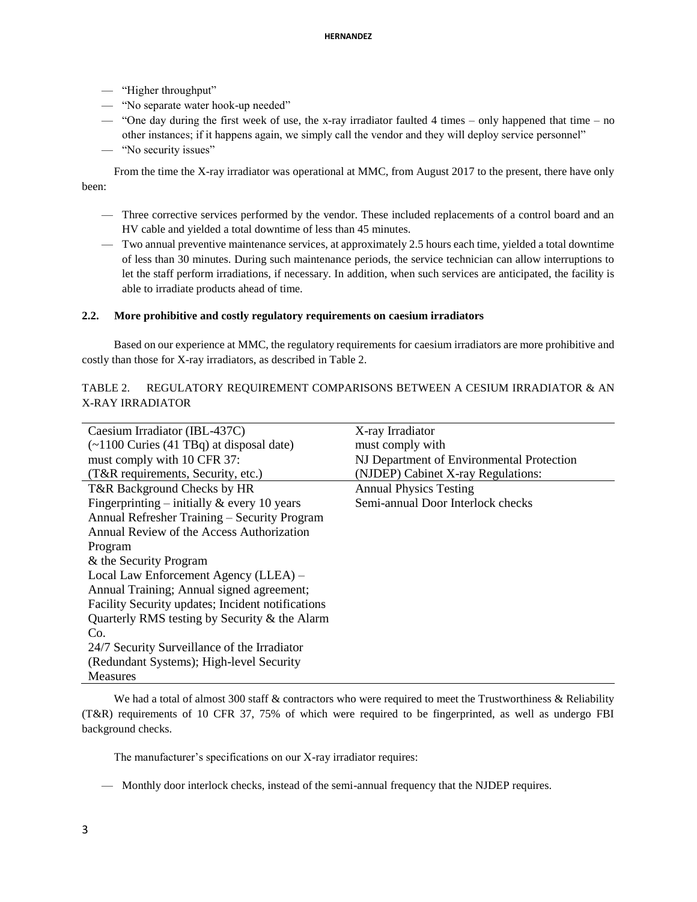- "Higher throughput"
- "No separate water hook-up needed"
- "One day during the first week of use, the x-ray irradiator faulted 4 times – only happened that time – no other instances; if it happens again, we simply call the vendor and they will deploy service personnel"
- "No security issues"

From the time the X-ray irradiator was operational at MMC, from August 2017 to the present, there have only been:

- Three corrective services performed by the vendor. These included replacements of a control board and an HV cable and yielded a total downtime of less than 45 minutes.
- Two annual preventive maintenance services, at approximately 2.5 hours each time, yielded a total downtime of less than 30 minutes. During such maintenance periods, the service technician can allow interruptions to let the staff perform irradiations, if necessary. In addition, when such services are anticipated, the facility is able to irradiate products ahead of time.

### 2.2. More prohibitive and costly regulatory requirements on caesium irradiators

Based on our experience at MMC, the regulatory requirements for caesium irradiators are more prohibitive and costly than those for X-ray irradiators, as described in Table 2.

TABLE 2. REGULATORY REQUIREMENT COMPARISONS BETWEEN A CESIUM IRRADIATOR & AN X-RAY IRRADIATOR

| Caesium Irradiator (IBL-437C) (~1100 Curies (41 TBq) at disposal date) must comply with 10 CFR 37: (T&R requirements, Security, etc.) | X-ray Irradiator must comply with NJ Department of Environmental Protection (NJDEP) Cabinet X-ray Regulations: |
|---|---|
| T&R Background Checks by HR<br>Fingerprinting – initially & every 10 years<br>Annual Refresher Training – Security Program<br>Annual Review of the Access Authorization Program<br>& the Security Program<br>Local Law Enforcement Agency (LLEA) – Annual Training; Annual signed agreement; Facility Security updates; Incident notifications<br>Quarterly RMS testing by Security & the Alarm Co.<br>24/7 Security Surveillance of the Irradiator (Redundant Systems); High-level Security Measures | Annual Physics Testing<br>Semi-annual Door Interlock checks |

We had a total of almost 300 staff & contractors who were required to meet the Trustworthiness & Reliability (T&R) requirements of 10 CFR 37, 75% of which were required to be fingerprinted, as well as undergo FBI background checks.

The manufacturer's specifications on our X-ray irradiator requires:

- Monthly door interlock checks, instead of the semi-annual frequency that the NJDEP requires.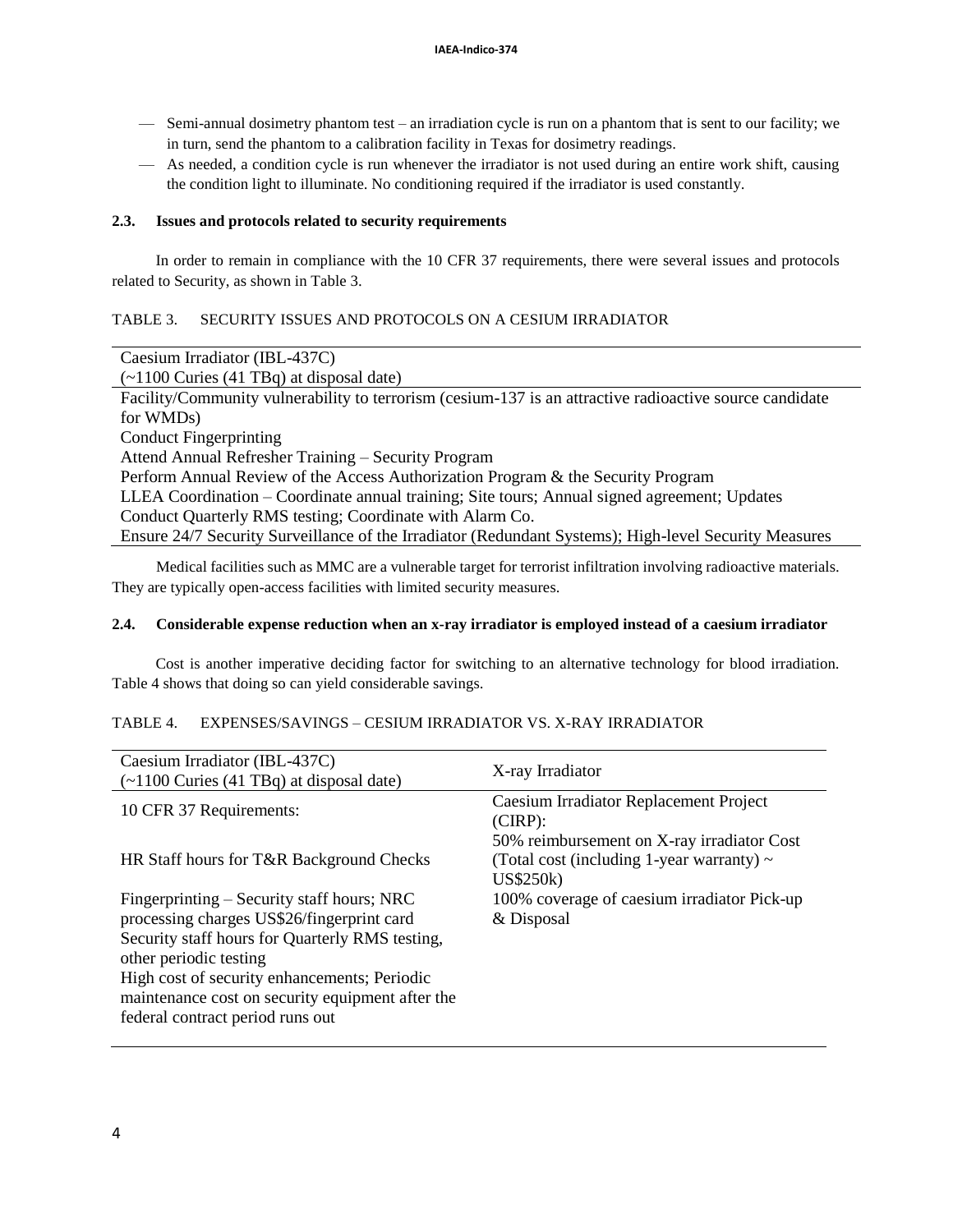- Semi-annual dosimetry phantom test – an irradiation cycle is run on a phantom that is sent to our facility; we in turn, send the phantom to a calibration facility in Texas for dosimetry readings.
- As needed, a condition cycle is run whenever the irradiator is not used during an entire work shift, causing the condition light to illuminate. No conditioning required if the irradiator is used constantly.

### 2.3. Issues and protocols related to security requirements

In order to remain in compliance with the 10 CFR 37 requirements, there were several issues and protocols related to Security, as shown in Table 3.

TABLE 3. SECURITY ISSUES AND PROTOCOLS ON A CESIUM IRRADIATOR

| Caesium Irradiator (IBL-437C) (~1100 Curies (41 TBq) at disposal date) |
|---|
| Facility/Community vulnerability to terrorism (cesium-137 is an attractive radioactive source candidate for WMDs) |
| Conduct Fingerprinting |
| Attend Annual Refresher Training – Security Program |
| Perform Annual Review of the Access Authorization Program & the Security Program |
| LLEA Coordination – Coordinate annual training; Site tours; Annual signed agreement; Updates |
| Conduct Quarterly RMS testing; Coordinate with Alarm Co. |
| Ensure 24/7 Security Surveillance of the Irradiator (Redundant Systems); High-level Security Measures |

Medical facilities such as MMC are a vulnerable target for terrorist infiltration involving radioactive materials. They are typically open-access facilities with limited security measures.

### 2.4. Considerable expense reduction when an x-ray irradiator is employed instead of a caesium irradiator

Cost is another imperative deciding factor for switching to an alternative technology for blood irradiation. Table 4 shows that doing so can yield considerable savings.

TABLE 4. EXPENSES/SAVINGS – CESIUM IRRADIATOR VS. X-RAY IRRADIATOR

| Caesium Irradiator (IBL-437C) (~1100 Curies (41 TBq) at disposal date) | X-ray Irradiator |
|---|---|
| 10 CFR 37 Requirements: | Caesium Irradiator Replacement Project (CIRP): |
| HR Staff hours for T&R Background Checks | 50% reimbursement on X-ray irradiator Cost (Total cost (including 1-year warranty) ~ US$250k) |
| Fingerprinting – Security staff hours; NRC processing charges US$26/fingerprint card | 100% coverage of caesium irradiator Pick-up & Disposal |
| Security staff hours for Quarterly RMS testing, other periodic testing | |
| High cost of security enhancements; Periodic maintenance cost on security equipment after the federal contract period runs out | |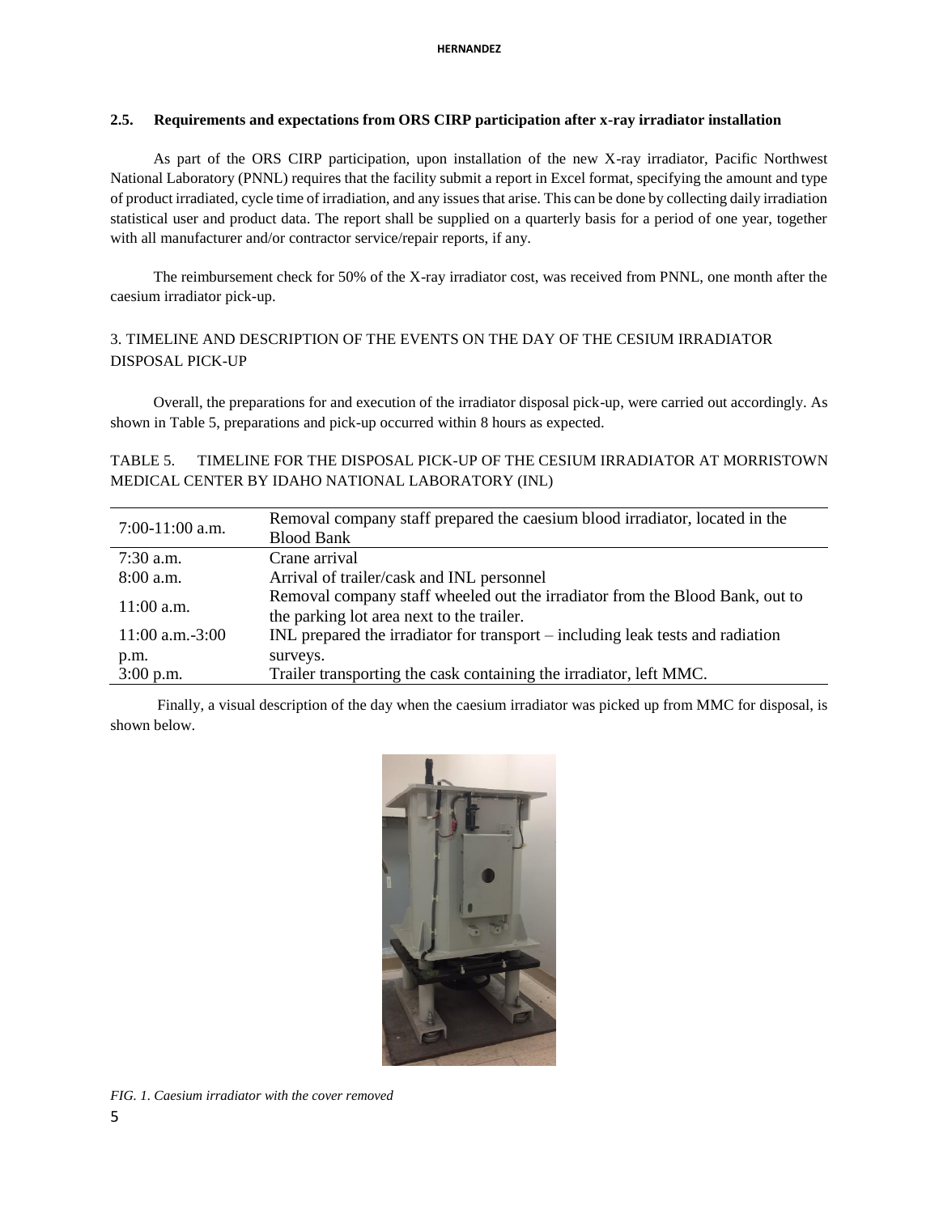### 2.5. Requirements and expectations from ORS CIRP participation after x-ray irradiator installation

As part of the ORS CIRP participation, upon installation of the new X-ray irradiator, Pacific Northwest National Laboratory (PNNL) requires that the facility submit a report in Excel format, specifying the amount and type of product irradiated, cycle time of irradiation, and any issues that arise. This can be done by collecting daily irradiation statistical user and product data. The report shall be supplied on a quarterly basis for a period of one year, together with all manufacturer and/or contractor service/repair reports, if any.

The reimbursement check for 50% of the X-ray irradiator cost, was received from PNNL, one month after the caesium irradiator pick-up.

## 3. TIMELINE AND DESCRIPTION OF THE EVENTS ON THE DAY OF THE CESIUM IRRADIATOR DISPOSAL PICK-UP

Overall, the preparations for and execution of the irradiator disposal pick-up, were carried out accordingly. As shown in Table 5, preparations and pick-up occurred within 8 hours as expected.

TABLE 5. TIMELINE FOR THE DISPOSAL PICK-UP OF THE CESIUM IRRADIATOR AT MORRISTOWN MEDICAL CENTER BY IDAHO NATIONAL LABORATORY (INL)

| Time | Event |
|---|---|
| 7:00-11:00 a.m. | Removal company staff prepared the caesium blood irradiator, located in the Blood Bank |
| 7:30 a.m. | Crane arrival |
| 8:00 a.m. | Arrival of trailer/cask and INL personnel |
| 11:00 a.m. | Removal company staff wheeled out the irradiator from the Blood Bank, out to the parking lot area next to the trailer. |
| 11:00 a.m.-3:00 p.m. | INL prepared the irradiator for transport – including leak tests and radiation surveys. |
| 3:00 p.m. | Trailer transporting the cask containing the irradiator, left MMC. |

Finally, a visual description of the day when the caesium irradiator was picked up from MMC for disposal, is shown below.

*FIG. 1. Caesium irradiator with the cover removed*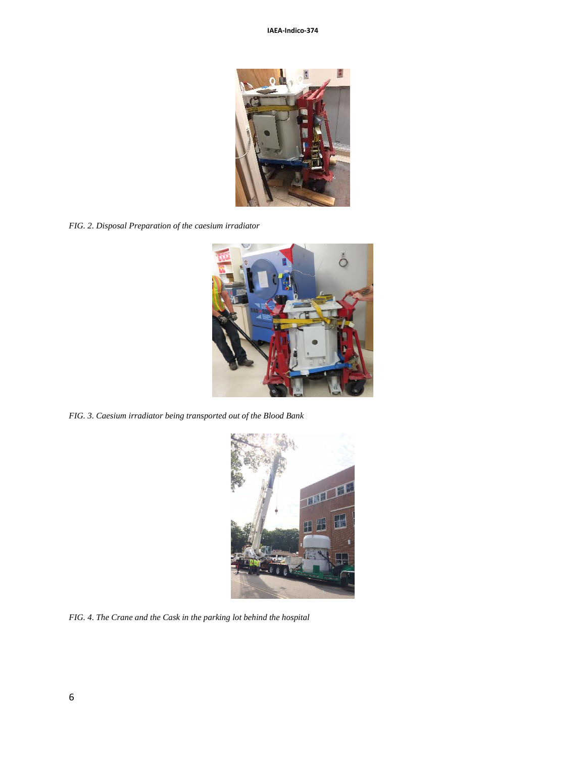*FIG. 2. Disposal Preparation of the caesium irradiator*

*FIG. 3. Caesium irradiator being transported out of the Blood Bank*

*FIG. 4. The Crane and the Cask in the parking lot behind the hospital*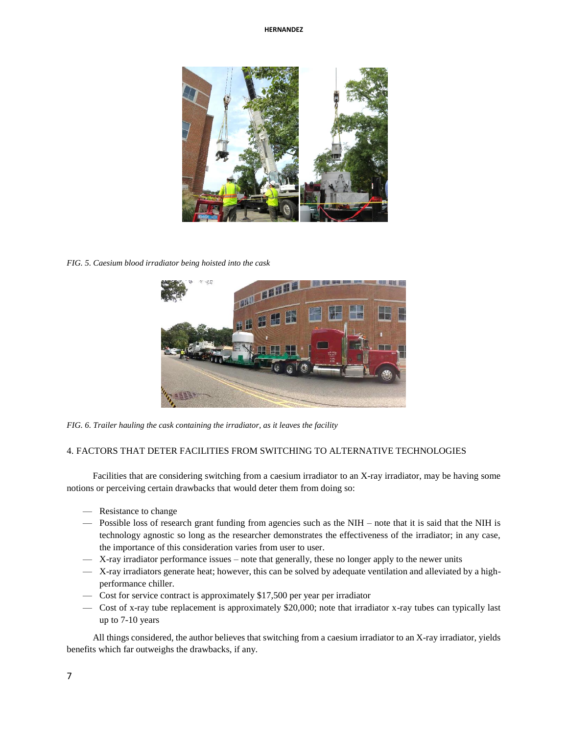*FIG. 5. Caesium blood irradiator being hoisted into the cask*

*FIG. 6. Trailer hauling the cask containing the irradiator, as it leaves the facility*

## 4. FACTORS THAT DETER FACILITIES FROM SWITCHING TO ALTERNATIVE TECHNOLOGIES

Facilities that are considering switching from a caesium irradiator to an X-ray irradiator, may be having some notions or perceiving certain drawbacks that would deter them from doing so:

- Resistance to change
- Possible loss of research grant funding from agencies such as the NIH – note that it is said that the NIH is technology agnostic so long as the researcher demonstrates the effectiveness of the irradiator; in any case, the importance of this consideration varies from user to user.
- X-ray irradiator performance issues – note that generally, these no longer apply to the newer units
- X-ray irradiators generate heat; however, this can be solved by adequate ventilation and alleviated by a high-performance chiller.
- Cost for service contract is approximately $17,500 per year per irradiator
- Cost of x-ray tube replacement is approximately $20,000; note that irradiator x-ray tubes can typically last up to 7-10 years

All things considered, the author believes that switching from a caesium irradiator to an X-ray irradiator, yields benefits which far outweighs the drawbacks, if any.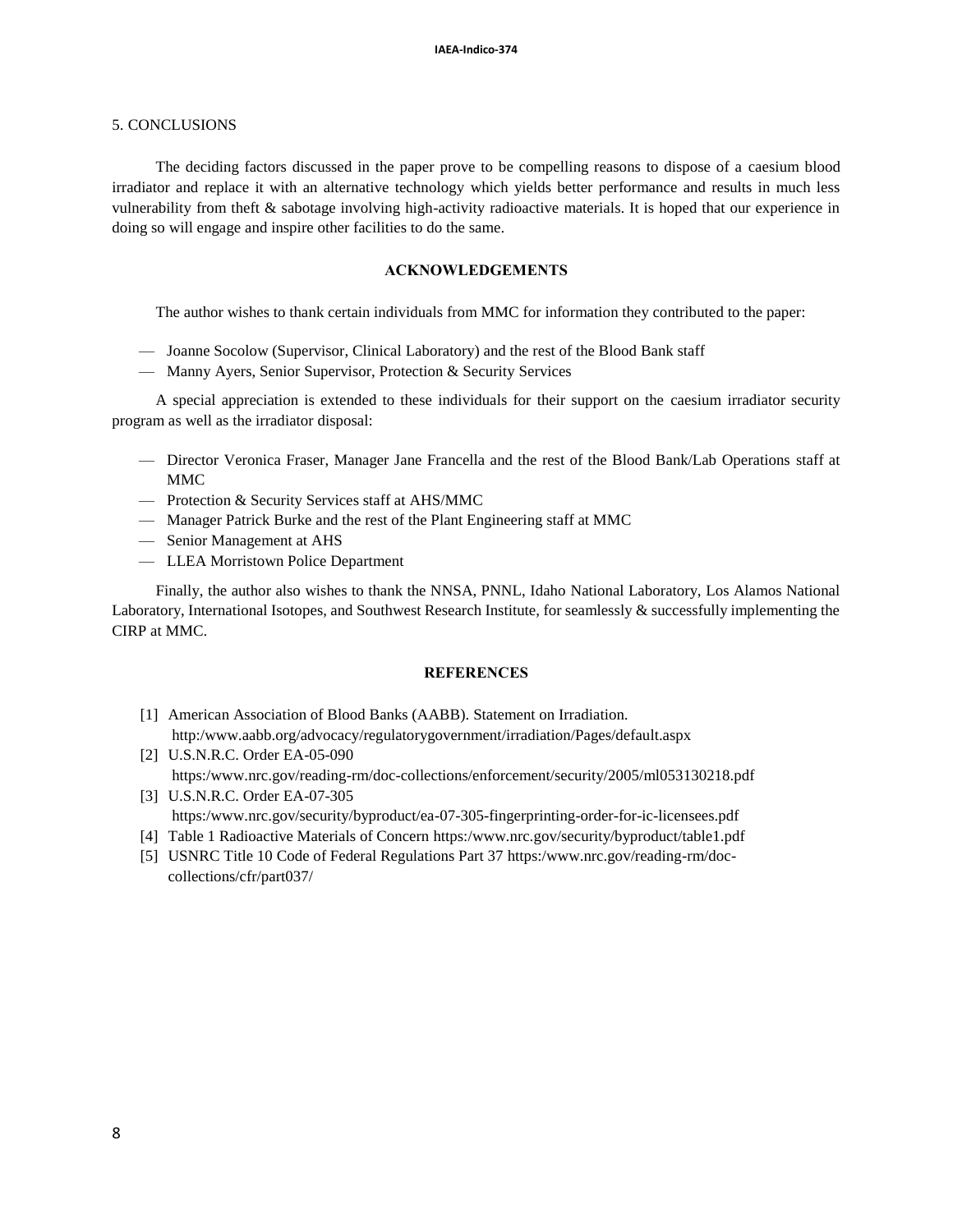## 5. CONCLUSIONS

The deciding factors discussed in the paper prove to be compelling reasons to dispose of a caesium blood irradiator and replace it with an alternative technology which yields better performance and results in much less vulnerability from theft & sabotage involving high-activity radioactive materials. It is hoped that our experience in doing so will engage and inspire other facilities to do the same.

## ACKNOWLEDGEMENTS

The author wishes to thank certain individuals from MMC for information they contributed to the paper:

- Joanne Socolow (Supervisor, Clinical Laboratory) and the rest of the Blood Bank staff
- Manny Ayers, Senior Supervisor, Protection & Security Services

A special appreciation is extended to these individuals for their support on the caesium irradiator security program as well as the irradiator disposal:

- Director Veronica Fraser, Manager Jane Francella and the rest of the Blood Bank/Lab Operations staff at MMC
- Protection & Security Services staff at AHS/MMC
- Manager Patrick Burke and the rest of the Plant Engineering staff at MMC
- Senior Management at AHS
- LLEA Morristown Police Department

Finally, the author also wishes to thank the NNSA, PNNL, Idaho National Laboratory, Los Alamos National Laboratory, International Isotopes, and Southwest Research Institute, for seamlessly & successfully implementing the CIRP at MMC.

## REFERENCES

[1] American Association of Blood Banks (AABB). Statement on Irradiation. http:/www.aabb.org/advocacy/regulatorygovernment/irradiation/Pages/default.aspx

[2] U.S.N.R.C. Order EA-05-090 https:/www.nrc.gov/reading-rm/doc-collections/enforcement/security/2005/ml053130218.pdf

[3] U.S.N.R.C. Order EA-07-305 https:/www.nrc.gov/security/byproduct/ea-07-305-fingerprinting-order-for-ic-licensees.pdf

[4] Table 1 Radioactive Materials of Concern https:/www.nrc.gov/security/byproduct/table1.pdf

[5] USNRC Title 10 Code of Federal Regulations Part 37 https:/www.nrc.gov/reading-rm/doc-collections/cfr/part037/